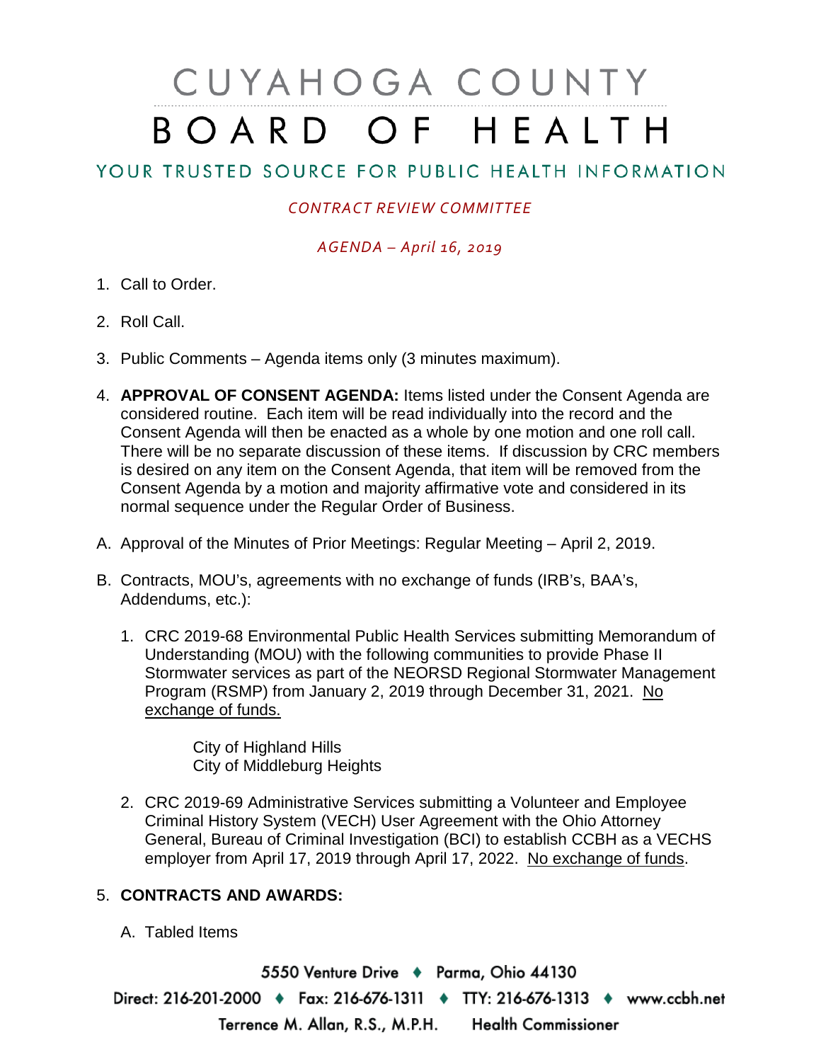# CUYAHOGA COUNTY BOARD OF HEALTH

## YOUR TRUSTED SOURCE FOR PUBLIC HEALTH INFORMATION

*CONTRACT REVIEW COMMITTEE*

*AGENDA – April 16, 2019*

1. Call to Order.
2. Roll Call.
3. Public Comments – Agenda items only (3 minutes maximum).
4. **APPROVAL OF CONSENT AGENDA:** Items listed under the Consent Agenda are considered routine. Each item will be read individually into the record and the Consent Agenda will then be enacted as a whole by one motion and one roll call. There will be no separate discussion of these items. If discussion by CRC members is desired on any item on the Consent Agenda, that item will be removed from the Consent Agenda by a motion and majority affirmative vote and considered in its normal sequence under the Regular Order of Business.

A. Approval of the Minutes of Prior Meetings: Regular Meeting – April 2, 2019.

B. Contracts, MOU's, agreements with no exchange of funds (IRB's, BAA's, Addendums, etc.):

1. CRC 2019-68 Environmental Public Health Services submitting Memorandum of Understanding (MOU) with the following communities to provide Phase II Stormwater services as part of the NEORSD Regional Stormwater Management Program (RSMP) from January 2, 2019 through December 31, 2021. No exchange of funds.

   City of Highland Hills
   City of Middleburg Heights

2. CRC 2019-69 Administrative Services submitting a Volunteer and Employee Criminal History System (VECH) User Agreement with the Ohio Attorney General, Bureau of Criminal Investigation (BCI) to establish CCBH as a VECHS employer from April 17, 2019 through April 17, 2022. No exchange of funds.

5. **CONTRACTS AND AWARDS:**

   A. Tabled Items

5550 Venture Drive ♦ Parma, Ohio 44130

Direct: 216-201-2000 ♦ Fax: 216-676-1311 ♦ TTY: 216-676-1313 ♦ www.ccbh.net

Terrence M. Allan, R.S., M.P.H. Health Commissioner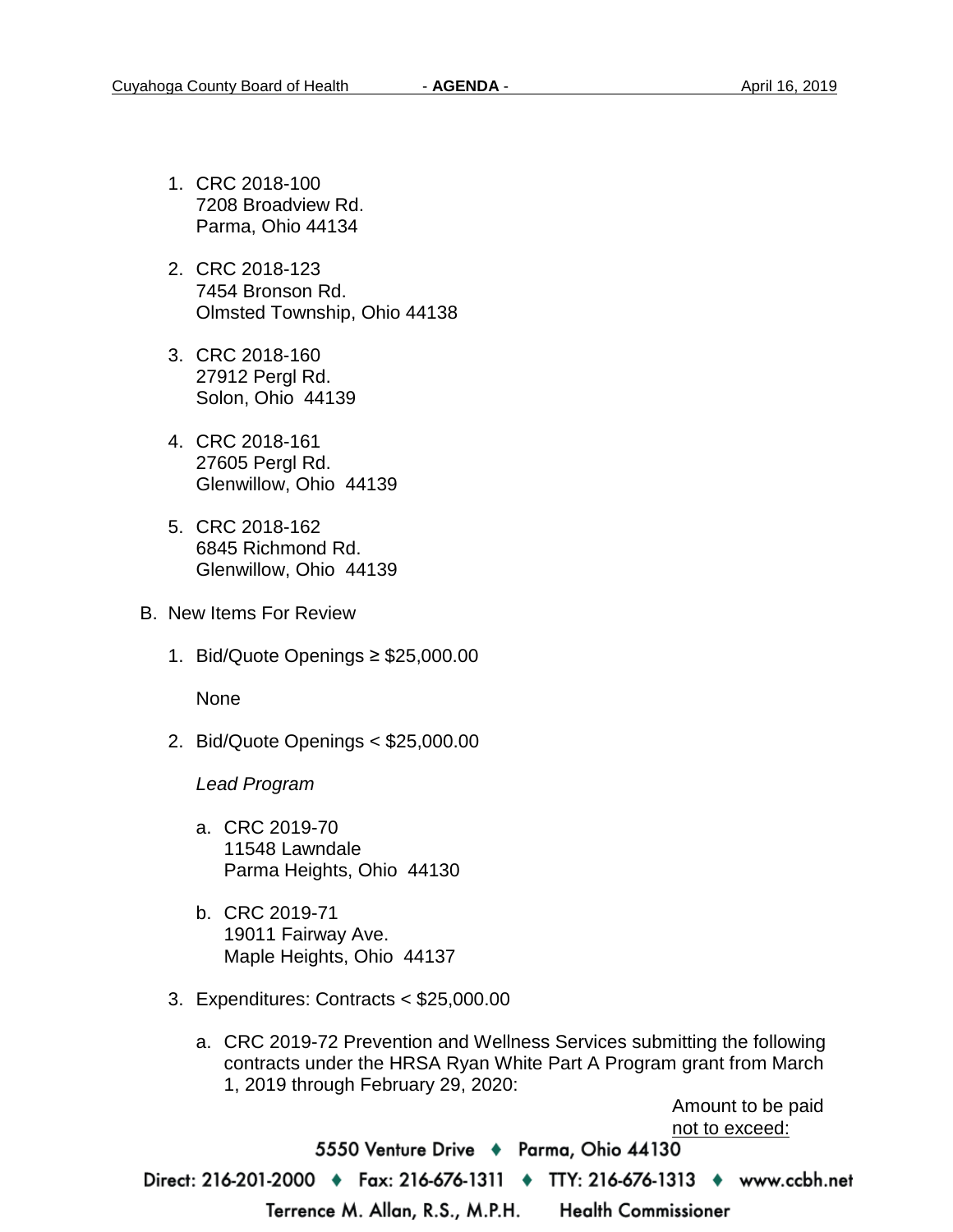1. CRC 2018-100
   7208 Broadview Rd.
   Parma, Ohio 44134

2. CRC 2018-123
   7454 Bronson Rd.
   Olmsted Township, Ohio 44138

3. CRC 2018-160
   27912 Pergl Rd.
   Solon, Ohio 44139

4. CRC 2018-161
   27605 Pergl Rd.
   Glenwillow, Ohio 44139

5. CRC 2018-162
   6845 Richmond Rd.
   Glenwillow, Ohio 44139

B. New Items For Review

1. Bid/Quote Openings ≥ $25,000.00

   None

2. Bid/Quote Openings < $25,000.00

   *Lead Program*

   a. CRC 2019-70
      11548 Lawndale
      Parma Heights, Ohio 44130

   b. CRC 2019-71
      19011 Fairway Ave.
      Maple Heights, Ohio 44137

3. Expenditures: Contracts < $25,000.00

   a. CRC 2019-72 Prevention and Wellness Services submitting the following contracts under the HRSA Ryan White Part A Program grant from March 1, 2019 through February 29, 2020:

      Amount to be paid
      not to exceed: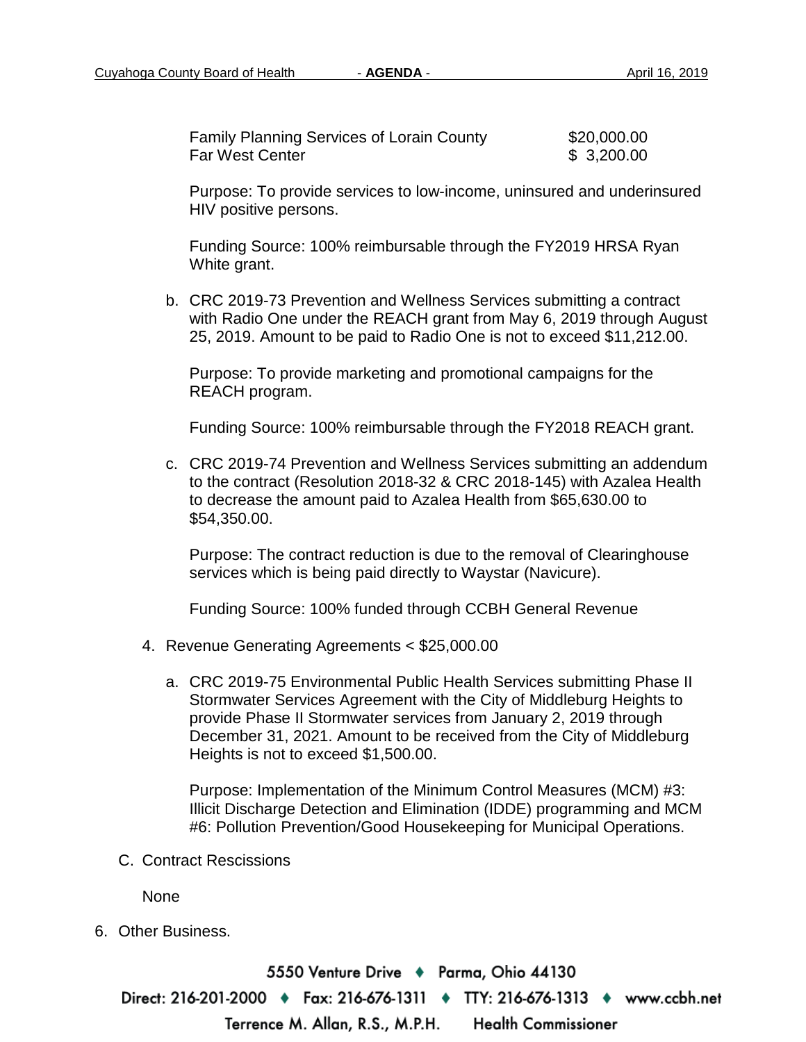| | |
|---|---|
| Family Planning Services of Lorain County | $20,000.00 |
| Far West Center | $ 3,200.00 |

Purpose: To provide services to low-income, uninsured and underinsured HIV positive persons.

Funding Source: 100% reimbursable through the FY2019 HRSA Ryan White grant.

b. CRC 2019-73 Prevention and Wellness Services submitting a contract with Radio One under the REACH grant from May 6, 2019 through August 25, 2019. Amount to be paid to Radio One is not to exceed $11,212.00.

   Purpose: To provide marketing and promotional campaigns for the REACH program.

   Funding Source: 100% reimbursable through the FY2018 REACH grant.

c. CRC 2019-74 Prevention and Wellness Services submitting an addendum to the contract (Resolution 2018-32 & CRC 2018-145) with Azalea Health to decrease the amount paid to Azalea Health from $65,630.00 to $54,350.00.

   Purpose: The contract reduction is due to the removal of Clearinghouse services which is being paid directly to Waystar (Navicure).

   Funding Source: 100% funded through CCBH General Revenue

4. Revenue Generating Agreements < $25,000.00

   a. CRC 2019-75 Environmental Public Health Services submitting Phase II Stormwater Services Agreement with the City of Middleburg Heights to provide Phase II Stormwater services from January 2, 2019 through December 31, 2021. Amount to be received from the City of Middleburg Heights is not to exceed $1,500.00.

      Purpose: Implementation of the Minimum Control Measures (MCM) #3: Illicit Discharge Detection and Elimination (IDDE) programming and MCM #6: Pollution Prevention/Good Housekeeping for Municipal Operations.

C. Contract Rescissions

   None

6. Other Business.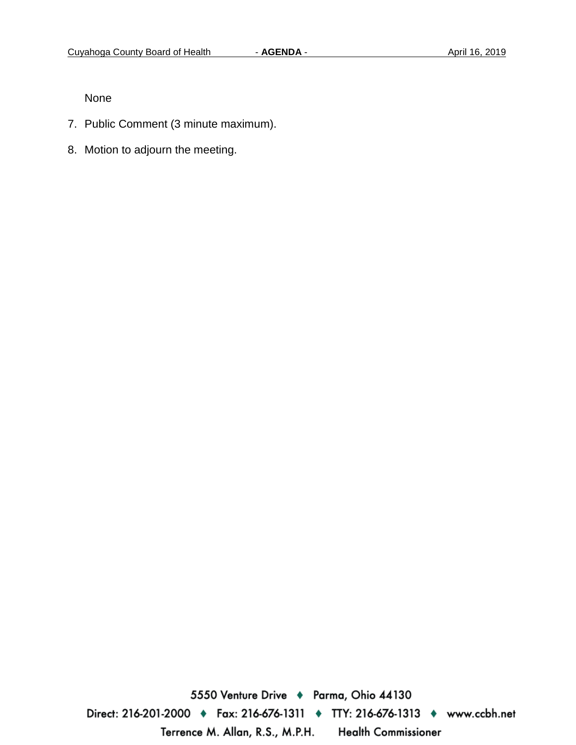None

7. Public Comment (3 minute maximum).

8. Motion to adjourn the meeting.